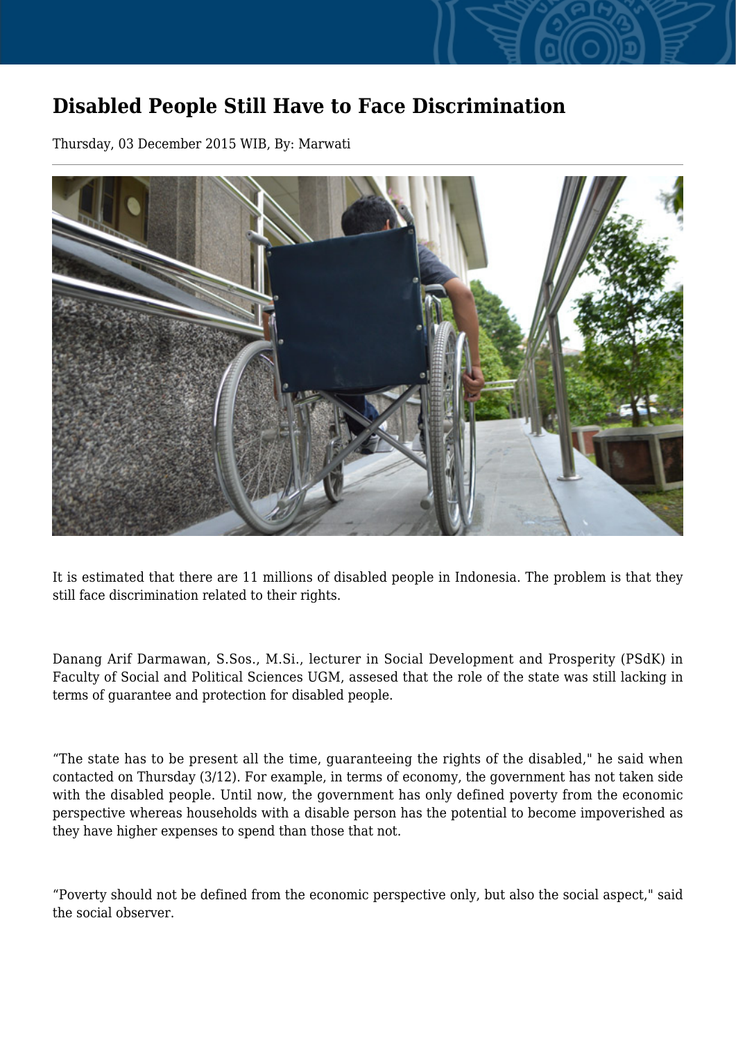# Disabled People Still Have to Face Discrimination

Thursday, 03 December 2015 WIB, By: Marwati

It is estimated that there are 11 millions of disabled people in Indonesia. The problem is that they still face discrimination related to their rights.

Danang Arif Darmawan, S.Sos., M.Si., lecturer in Social Development and Prosperity (PSdK) in Faculty of Social and Political Sciences UGM, assesed that the role of the state was still lacking in terms of guarantee and protection for disabled people.

“The state has to be present all the time, guaranteeing the rights of the disabled," he said when contacted on Thursday (3/12). For example, in terms of economy, the government has not taken side with the disabled people. Until now, the government has only defined poverty from the economic perspective whereas households with a disable person has the potential to become impoverished as they have higher expenses to spend than those that not.

“Poverty should not be defined from the economic perspective only, but also the social aspect," said the social observer.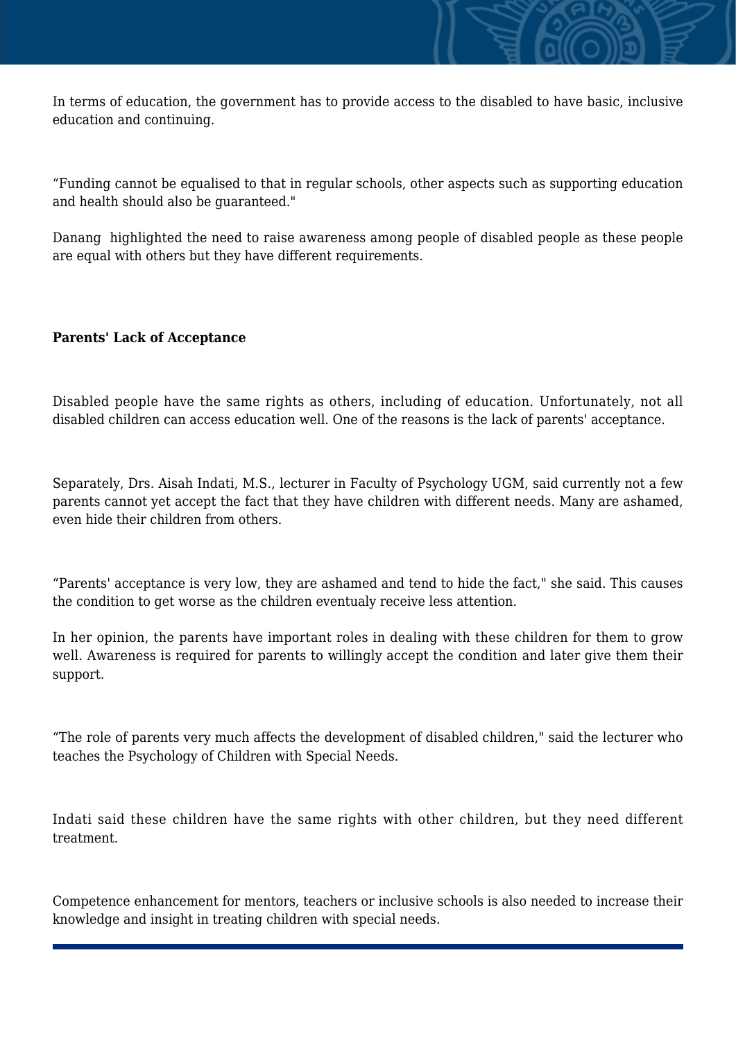In terms of education, the government has to provide access to the disabled to have basic, inclusive education and continuing.

“Funding cannot be equalised to that in regular schools, other aspects such as supporting education and health should also be guaranteed."

Danang  highlighted the need to raise awareness among people of disabled people as these people are equal with others but they have different requirements.

**Parents' Lack of Acceptance**

Disabled people have the same rights as others, including of education. Unfortunately, not all disabled children can access education well. One of the reasons is the lack of parents' acceptance.

Separately, Drs. Aisah Indati, M.S., lecturer in Faculty of Psychology UGM, said currently not a few parents cannot yet accept the fact that they have children with different needs. Many are ashamed, even hide their children from others.

“Parents' acceptance is very low, they are ashamed and tend to hide the fact," she said. This causes the condition to get worse as the children eventualy receive less attention.

In her opinion, the parents have important roles in dealing with these children for them to grow well. Awareness is required for parents to willingly accept the condition and later give them their support.

“The role of parents very much affects the development of disabled children," said the lecturer who teaches the Psychology of Children with Special Needs.

Indati said these children have the same rights with other children, but they need different treatment.

Competence enhancement for mentors, teachers or inclusive schools is also needed to increase their knowledge and insight in treating children with special needs.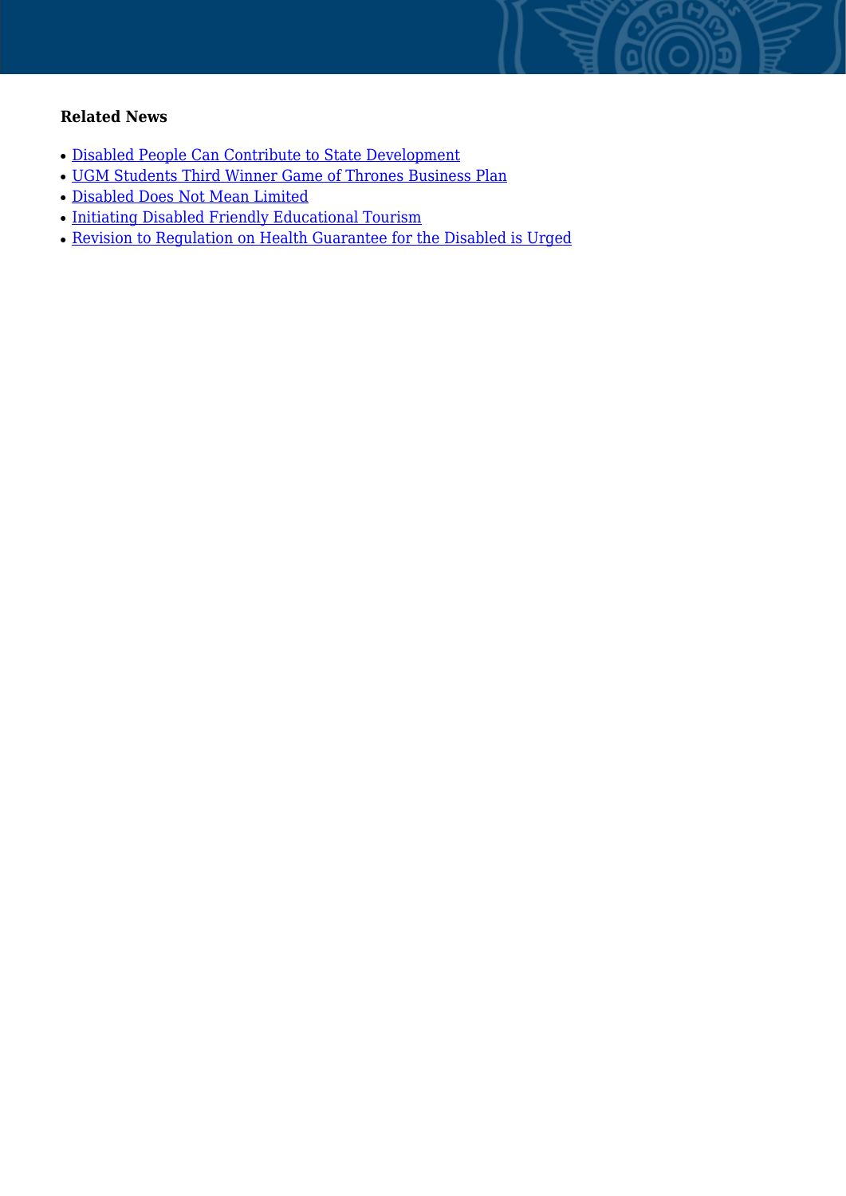### Related News

- Disabled People Can Contribute to State Development
- UGM Students Third Winner Game of Thrones Business Plan
- Disabled Does Not Mean Limited
- Initiating Disabled Friendly Educational Tourism
- Revision to Regulation on Health Guarantee for the Disabled is Urged